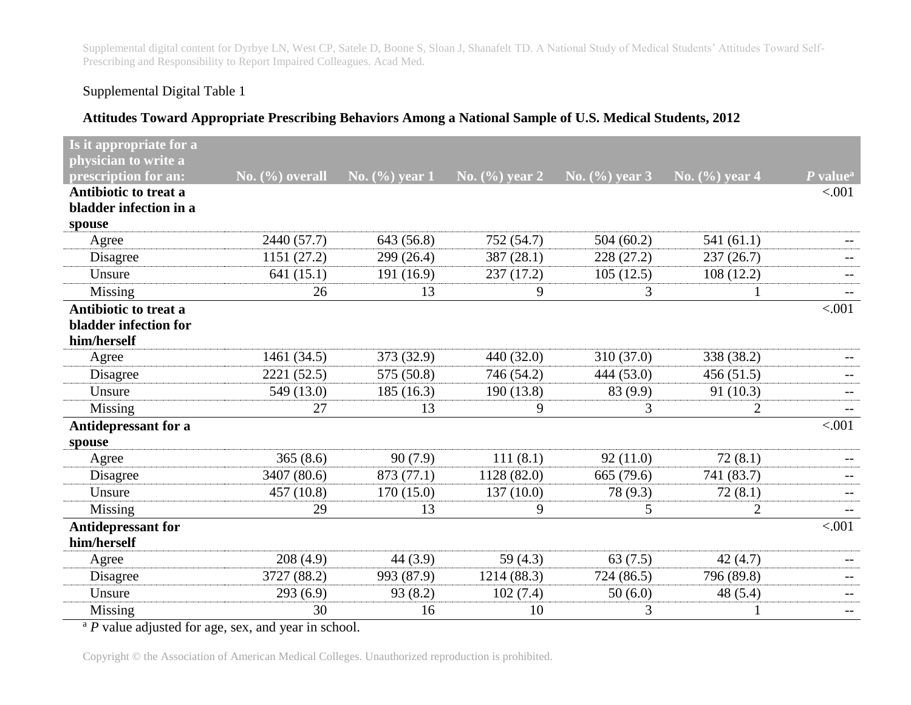Supplemental digital content for Dyrbye LN, West CP, Satele D, Boone S, Sloan J, Shanafelt TD. A National Study of Medical Students' Attitudes Toward Self-Prescribing and Responsibility to Report Impaired Colleagues. Acad Med.

Supplemental Digital Table 1

**Attitudes Toward Appropriate Prescribing Behaviors Among a National Sample of U.S. Medical Students, 2012**

| Is it appropriate for a physician to write a prescription for an: | No. (%) overall | No. (%) year 1 | No. (%) year 2 | No. (%) year 3 | No. (%) year 4 | *P* value[a] |
|---|---|---|---|---|---|---|
| **Antibiotic to treat a bladder infection in a spouse** | | | | | | <.001 |
| Agree | 2440 (57.7) | 643 (56.8) | 752 (54.7) | 504 (60.2) | 541 (61.1) | -- |
| Disagree | 1151 (27.2) | 299 (26.4) | 387 (28.1) | 228 (27.2) | 237 (26.7) | -- |
| Unsure | 641 (15.1) | 191 (16.9) | 237 (17.2) | 105 (12.5) | 108 (12.2) | -- |
| Missing | 26 | 13 | 9 | 3 | 1 | -- |
| **Antibiotic to treat a bladder infection for him/herself** | | | | | | <.001 |
| Agree | 1461 (34.5) | 373 (32.9) | 440 (32.0) | 310 (37.0) | 338 (38.2) | -- |
| Disagree | 2221 (52.5) | 575 (50.8) | 746 (54.2) | 444 (53.0) | 456 (51.5) | -- |
| Unsure | 549 (13.0) | 185 (16.3) | 190 (13.8) | 83 (9.9) | 91 (10.3) | -- |
| Missing | 27 | 13 | 9 | 3 | 2 | -- |
| **Antidepressant for a spouse** | | | | | | <.001 |
| Agree | 365 (8.6) | 90 (7.9) | 111 (8.1) | 92 (11.0) | 72 (8.1) | -- |
| Disagree | 3407 (80.6) | 873 (77.1) | 1128 (82.0) | 665 (79.6) | 741 (83.7) | -- |
| Unsure | 457 (10.8) | 170 (15.0) | 137 (10.0) | 78 (9.3) | 72 (8.1) | -- |
| Missing | 29 | 13 | 9 | 5 | 2 | -- |
| **Antidepressant for him/herself** | | | | | | <.001 |
| Agree | 208 (4.9) | 44 (3.9) | 59 (4.3) | 63 (7.5) | 42 (4.7) | -- |
| Disagree | 3727 (88.2) | 993 (87.9) | 1214 (88.3) | 724 (86.5) | 796 (89.8) | -- |
| Unsure | 293 (6.9) | 93 (8.2) | 102 (7.4) | 50 (6.0) | 48 (5.4) | -- |
| Missing | 30 | 16 | 10 | 3 | 1 | -- |

[a] *P* value adjusted for age, sex, and year in school.

Copyright © the Association of American Medical Colleges. Unauthorized reproduction is prohibited.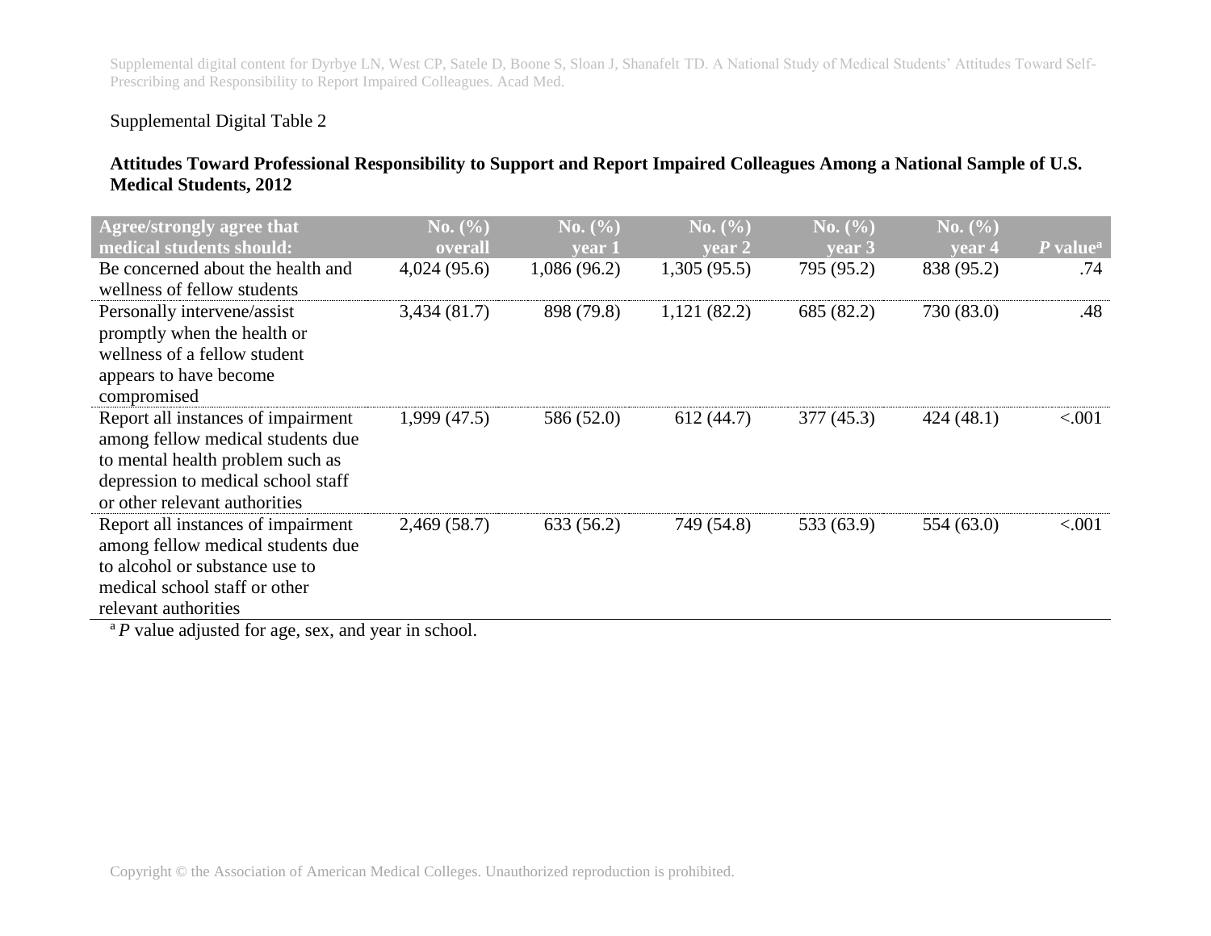Supplemental Digital Table 2

**Attitudes Toward Professional Responsibility to Support and Report Impaired Colleagues Among a National Sample of U.S. Medical Students, 2012**

| Agree/strongly agree that medical students should: | No. (%) overall | No. (%) year 1 | No. (%) year 2 | No. (%) year 3 | No. (%) year 4 | *P* value[a] |
|---|---|---|---|---|---|---|
| Be concerned about the health and wellness of fellow students | 4,024 (95.6) | 1,086 (96.2) | 1,305 (95.5) | 795 (95.2) | 838 (95.2) | .74 |
| Personally intervene/assist promptly when the health or wellness of a fellow student appears to have become compromised | 3,434 (81.7) | 898 (79.8) | 1,121 (82.2) | 685 (82.2) | 730 (83.0) | .48 |
| Report all instances of impairment among fellow medical students due to mental health problem such as depression to medical school staff or other relevant authorities | 1,999 (47.5) | 586 (52.0) | 612 (44.7) | 377 (45.3) | 424 (48.1) | <.001 |
| Report all instances of impairment among fellow medical students due to alcohol or substance use to medical school staff or other relevant authorities | 2,469 (58.7) | 633 (56.2) | 749 (54.8) | 533 (63.9) | 554 (63.0) | <.001 |

[a] *P* value adjusted for age, sex, and year in school.